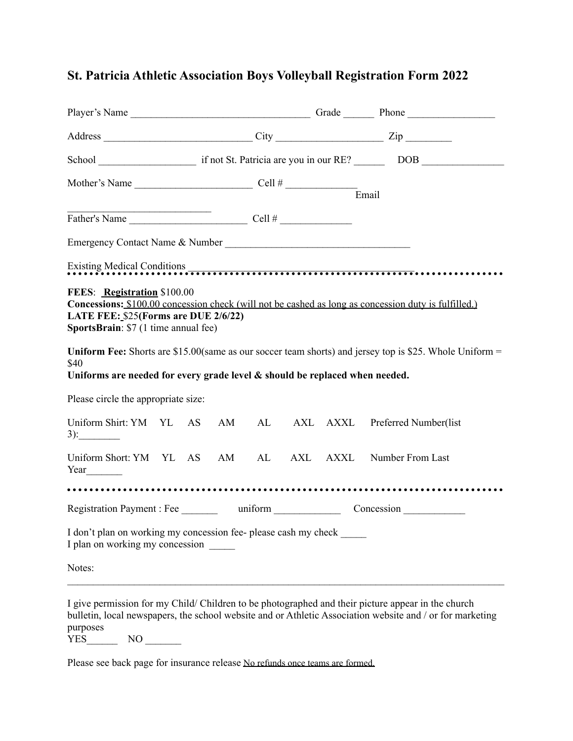# St. Patricia Athletic Association Boys Volleyball Registration Form 2022

Player's Name ___________________________________ Grade ______ Phone _________________

Address ____________________________ City ____________________ Zip ________

School __________________ if not St. Patricia are you in our RE? ______ DOB ________________

Mother's Name ______________________ Cell # _____________ Email ____________________________

Father's Name ______________________ Cell # _____________

Emergency Contact Name & Number ___________________________________

Existing Medical Conditions ____________________________________________

---

**FEES**: **Registration** $100.00
**Concessions:** $100.00 concession check (will not be cashed as long as concession duty is fulfilled.)
**LATE FEE:** $25 **(Forms are DUE 2/6/22)**
**SportsBrain**: $7 (1 time annual fee)

**Uniform Fee:** Shorts are $15.00(same as our soccer team shorts) and jersey top is $25. Whole Uniform = $40
**Uniforms are needed for every grade level & should be replaced when needed.**

Please circle the appropriate size:

Uniform Shirt: YM YL AS AM AL AXL AXXL Preferred Number(list 3):________

Uniform Short: YM YL AS AM AL AXL AXXL Number From Last Year_______

---

Registration Payment : Fee _______ uniform _____________ Concession ____________

I don't plan on working my concession fee- please cash my check _____
I plan on working my concession _____

Notes:
_____________________________________________________________________________________

I give permission for my Child/ Children to be photographed and their picture appear in the church bulletin, local newspapers, the school website and or Athletic Association website and / or for marketing purposes
YES______ NO _______

Please see back page for insurance release No refunds once teams are formed.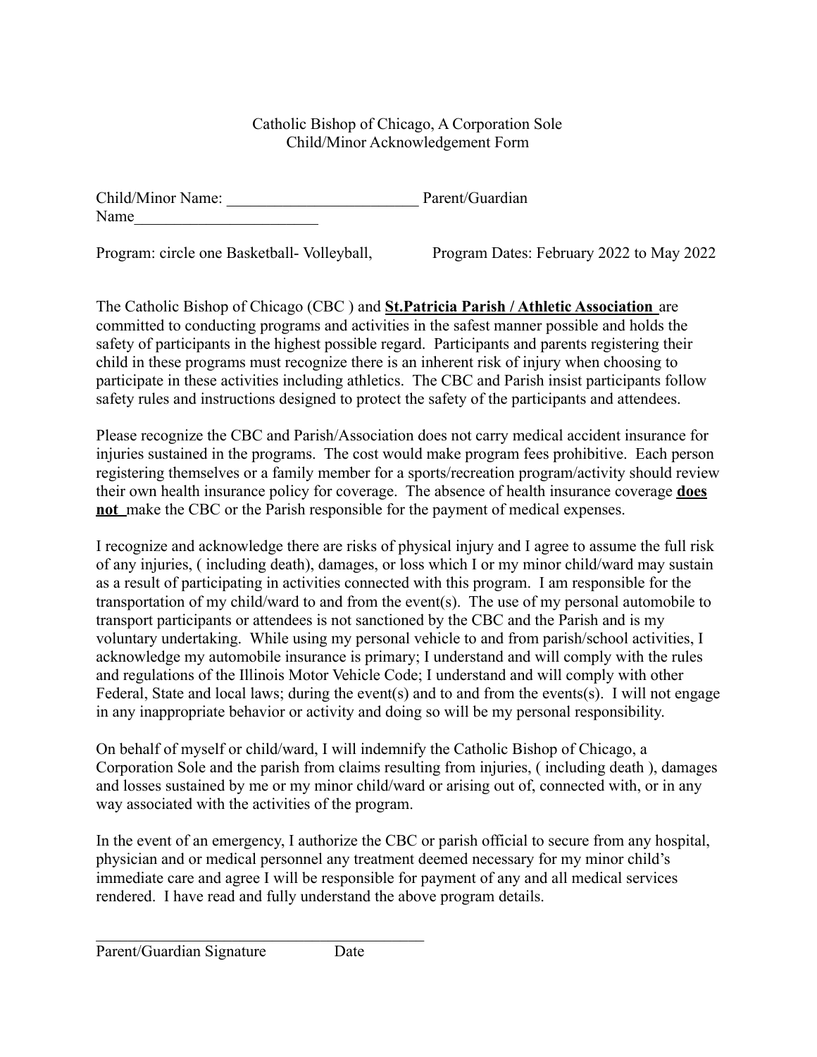Catholic Bishop of Chicago, A Corporation Sole
Child/Minor Acknowledgement Form

Child/Minor Name: ________________________ Parent/Guardian Name_______________________

Program: circle one Basketball- Volleyball, Program Dates: February 2022 to May 2022

The Catholic Bishop of Chicago (CBC ) and **St.Patricia Parish / Athletic Association** are committed to conducting programs and activities in the safest manner possible and holds the safety of participants in the highest possible regard. Participants and parents registering their child in these programs must recognize there is an inherent risk of injury when choosing to participate in these activities including athletics. The CBC and Parish insist participants follow safety rules and instructions designed to protect the safety of the participants and attendees.

Please recognize the CBC and Parish/Association does not carry medical accident insurance for injuries sustained in the programs. The cost would make program fees prohibitive. Each person registering themselves or a family member for a sports/recreation program/activity should review their own health insurance policy for coverage. The absence of health insurance coverage **does not** make the CBC or the Parish responsible for the payment of medical expenses.

I recognize and acknowledge there are risks of physical injury and I agree to assume the full risk of any injuries, ( including death), damages, or loss which I or my minor child/ward may sustain as a result of participating in activities connected with this program. I am responsible for the transportation of my child/ward to and from the event(s). The use of my personal automobile to transport participants or attendees is not sanctioned by the CBC and the Parish and is my voluntary undertaking. While using my personal vehicle to and from parish/school activities, I acknowledge my automobile insurance is primary; I understand and will comply with the rules and regulations of the Illinois Motor Vehicle Code; I understand and will comply with other Federal, State and local laws; during the event(s) and to and from the events(s). I will not engage in any inappropriate behavior or activity and doing so will be my personal responsibility.

On behalf of myself or child/ward, I will indemnify the Catholic Bishop of Chicago, a Corporation Sole and the parish from claims resulting from injuries, ( including death ), damages and losses sustained by me or my minor child/ward or arising out of, connected with, or in any way associated with the activities of the program.

In the event of an emergency, I authorize the CBC or parish official to secure from any hospital, physician and or medical personnel any treatment deemed necessary for my minor child's immediate care and agree I will be responsible for payment of any and all medical services rendered. I have read and fully understand the above program details.

___________________________________________
Parent/Guardian Signature Date